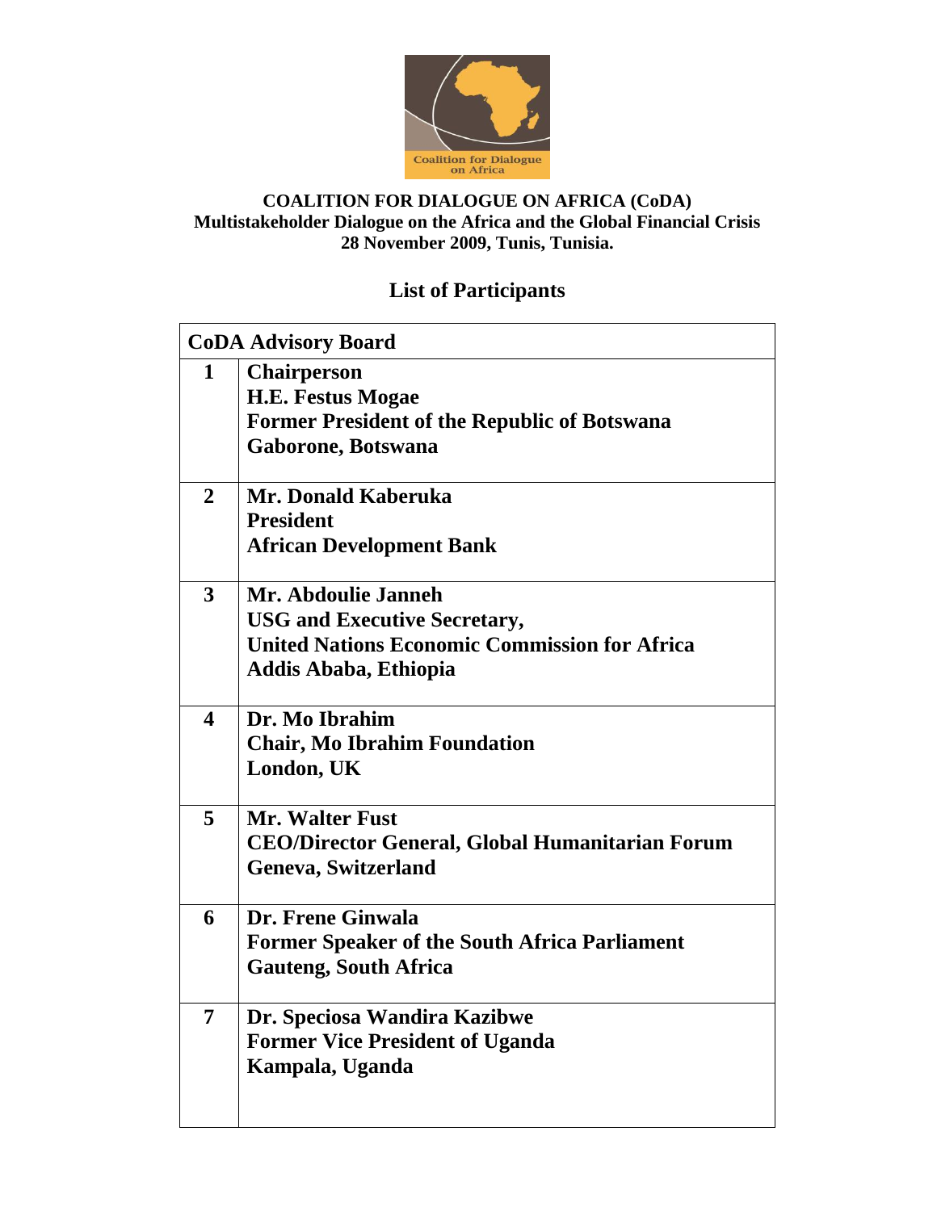**COALITION FOR DIALOGUE ON AFRICA (CoDA)**
**Multistakeholder Dialogue on the Africa and the Global Financial Crisis**
**28 November 2009, Tunis, Tunisia.**

## List of Participants

| CoDA Advisory Board | |
|---|---|
| **1** | **Chairperson**<br>**H.E. Festus Mogae**<br>**Former President of the Republic of Botswana**<br>**Gaborone, Botswana** |
| **2** | **Mr. Donald Kaberuka**<br>**President**<br>**African Development Bank** |
| **3** | **Mr. Abdoulie Janneh**<br>**USG and Executive Secretary,**<br>**United Nations Economic Commission for Africa**<br>**Addis Ababa, Ethiopia** |
| **4** | **Dr. Mo Ibrahim**<br>**Chair, Mo Ibrahim Foundation**<br>**London, UK** |
| **5** | **Mr. Walter Fust**<br>**CEO/Director General, Global Humanitarian Forum**<br>**Geneva, Switzerland** |
| **6** | **Dr. Frene Ginwala**<br>**Former Speaker of the South Africa Parliament**<br>**Gauteng, South Africa** |
| **7** | **Dr. Speciosa Wandira Kazibwe**<br>**Former Vice President of Uganda**<br>**Kampala, Uganda** |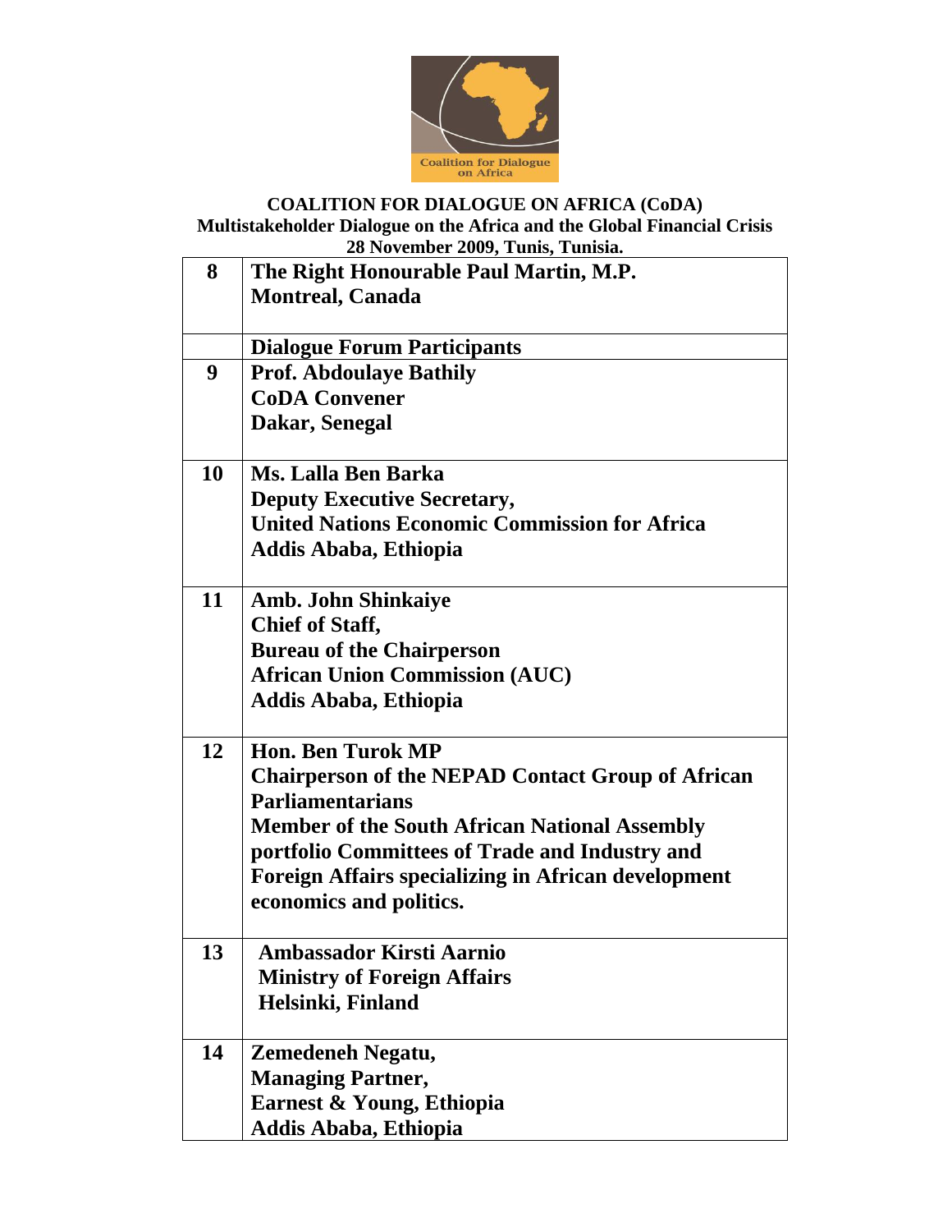**COALITION FOR DIALOGUE ON AFRICA (CoDA)**
**Multistakeholder Dialogue on the Africa and the Global Financial Crisis**
**28 November 2009, Tunis, Tunisia.**

| | |
|---|---|
| **8** | **The Right Honourable Paul Martin, M.P.**<br>**Montreal, Canada** |
| | **Dialogue Forum Participants** |
| **9** | **Prof. Abdoulaye Bathily**<br>**CoDA Convener**<br>**Dakar, Senegal** |
| **10** | **Ms. Lalla Ben Barka**<br>**Deputy Executive Secretary,**<br>**United Nations Economic Commission for Africa**<br>**Addis Ababa, Ethiopia** |
| **11** | **Amb. John Shinkaiye**<br>**Chief of Staff,**<br>**Bureau of the Chairperson**<br>**African Union Commission (AUC)**<br>**Addis Ababa, Ethiopia** |
| **12** | **Hon. Ben Turok MP**<br>**Chairperson of the NEPAD Contact Group of African Parliamentarians**<br>**Member of the South African National Assembly portfolio Committees of Trade and Industry and Foreign Affairs specializing in African development economics and politics.** |
| **13** | **Ambassador Kirsti Aarnio**<br>**Ministry of Foreign Affairs**<br>**Helsinki, Finland** |
| **14** | **Zemedeneh Negatu,**<br>**Managing Partner,**<br>**Earnest & Young, Ethiopia**<br>**Addis Ababa, Ethiopia** |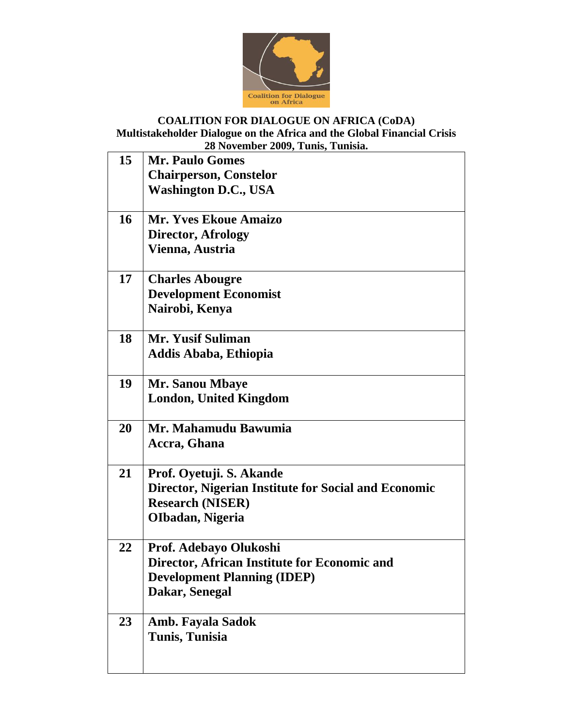**COALITION FOR DIALOGUE ON AFRICA (CoDA)**
**Multistakeholder Dialogue on the Africa and the Global Financial Crisis**
**28 November 2009, Tunis, Tunisia.**

| | |
|---|---|
| **15** | **Mr. Paulo Gomes**<br>**Chairperson, Constelor**<br>**Washington D.C., USA** |
| **16** | **Mr. Yves Ekoue Amaizo**<br>**Director, Afrology**<br>**Vienna, Austria** |
| **17** | **Charles Abougre**<br>**Development Economist**<br>**Nairobi, Kenya** |
| **18** | **Mr. Yusif Suliman**<br>**Addis Ababa, Ethiopia** |
| **19** | **Mr. Sanou Mbaye**<br>**London, United Kingdom** |
| **20** | **Mr. Mahamudu Bawumia**<br>**Accra, Ghana** |
| **21** | **Prof. Oyetuji. S. Akande**<br>**Director, Nigerian Institute for Social and Economic Research (NISER)**<br>**OIbadan, Nigeria** |
| **22** | **Prof. Adebayo Olukoshi**<br>**Director, African Institute for Economic and Development Planning (IDEP)**<br>**Dakar, Senegal** |
| **23** | **Amb. Fayala Sadok**<br>**Tunis, Tunisia** |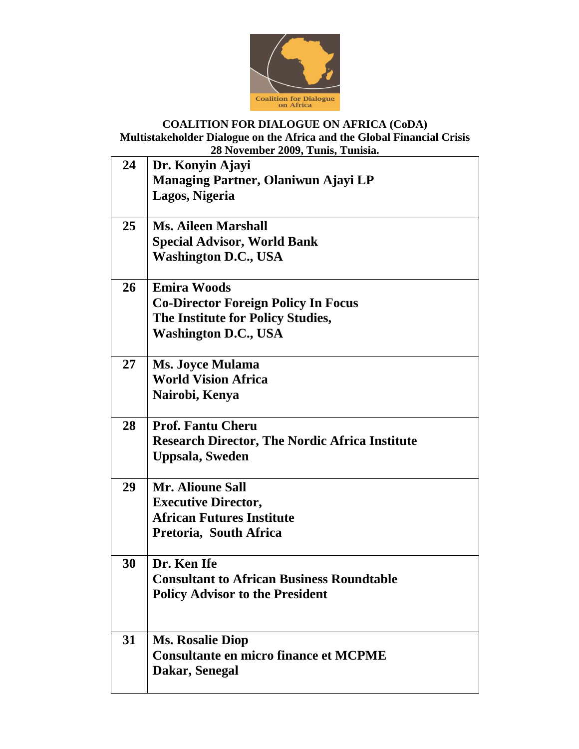**COALITION FOR DIALOGUE ON AFRICA (CoDA)**
**Multistakeholder Dialogue on the Africa and the Global Financial Crisis**
**28 November 2009, Tunis, Tunisia.**

| | |
|---|---|
| **24** | **Dr. Konyin Ajayi**<br>**Managing Partner, Olaniwun Ajayi LP**<br>**Lagos, Nigeria** |
| **25** | **Ms. Aileen Marshall**<br>**Special Advisor, World Bank**<br>**Washington D.C., USA** |
| **26** | **Emira Woods**<br>**Co-Director Foreign Policy In Focus**<br>**The Institute for Policy Studies,**<br>**Washington D.C., USA** |
| **27** | **Ms. Joyce Mulama**<br>**World Vision Africa**<br>**Nairobi, Kenya** |
| **28** | **Prof. Fantu Cheru**<br>**Research Director, The Nordic Africa Institute**<br>**Uppsala, Sweden** |
| **29** | **Mr. Alioune Sall**<br>**Executive Director,**<br>**African Futures Institute**<br>**Pretoria, South Africa** |
| **30** | **Dr. Ken Ife**<br>**Consultant to African Business Roundtable**<br>**Policy Advisor to the President** |
| **31** | **Ms. Rosalie Diop**<br>**Consultante en micro finance et MCPME**<br>**Dakar, Senegal** |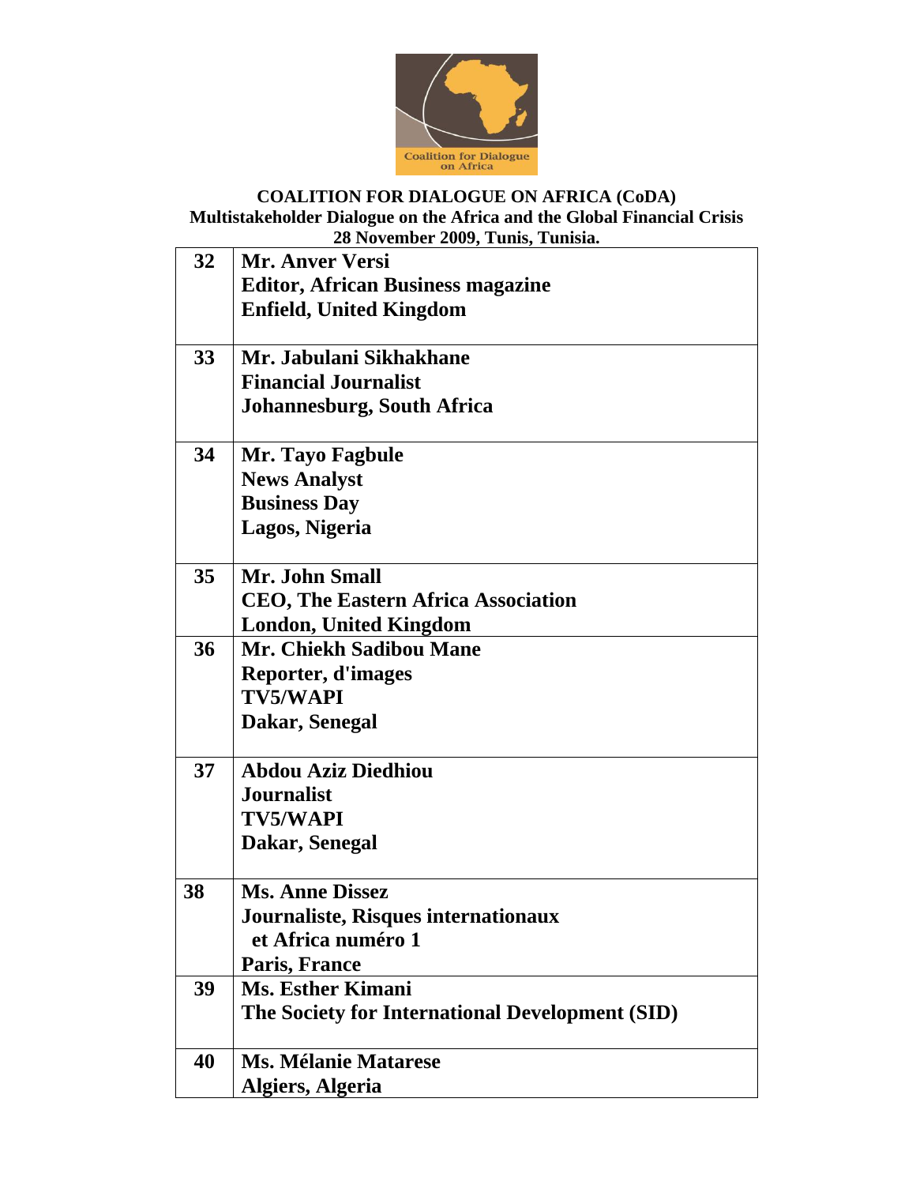**COALITION FOR DIALOGUE ON AFRICA (CoDA)**
**Multistakeholder Dialogue on the Africa and the Global Financial Crisis**
**28 November 2009, Tunis, Tunisia.**

| | |
|---|---|
| **32** | **Mr. Anver Versi**<br>**Editor, African Business magazine**<br>**Enfield, United Kingdom** |
| **33** | **Mr. Jabulani Sikhakhane**<br>**Financial Journalist**<br>**Johannesburg, South Africa** |
| **34** | **Mr. Tayo Fagbule**<br>**News Analyst**<br>**Business Day**<br>**Lagos, Nigeria** |
| **35** | **Mr. John Small**<br>**CEO, The Eastern Africa Association**<br>**London, United Kingdom** |
| **36** | **Mr. Chiekh Sadibou Mane**<br>**Reporter, d'images**<br>**TV5/WAPI**<br>**Dakar, Senegal** |
| **37** | **Abdou Aziz Diedhiou**<br>**Journalist**<br>**TV5/WAPI**<br>**Dakar, Senegal** |
| **38** | **Ms. Anne Dissez**<br>**Journaliste, Risques internationaux et Africa numéro 1**<br>**Paris, France** |
| **39** | **Ms. Esther Kimani**<br>**The Society for International Development (SID)** |
| **40** | **Ms. Mélanie Matarese**<br>**Algiers, Algeria** |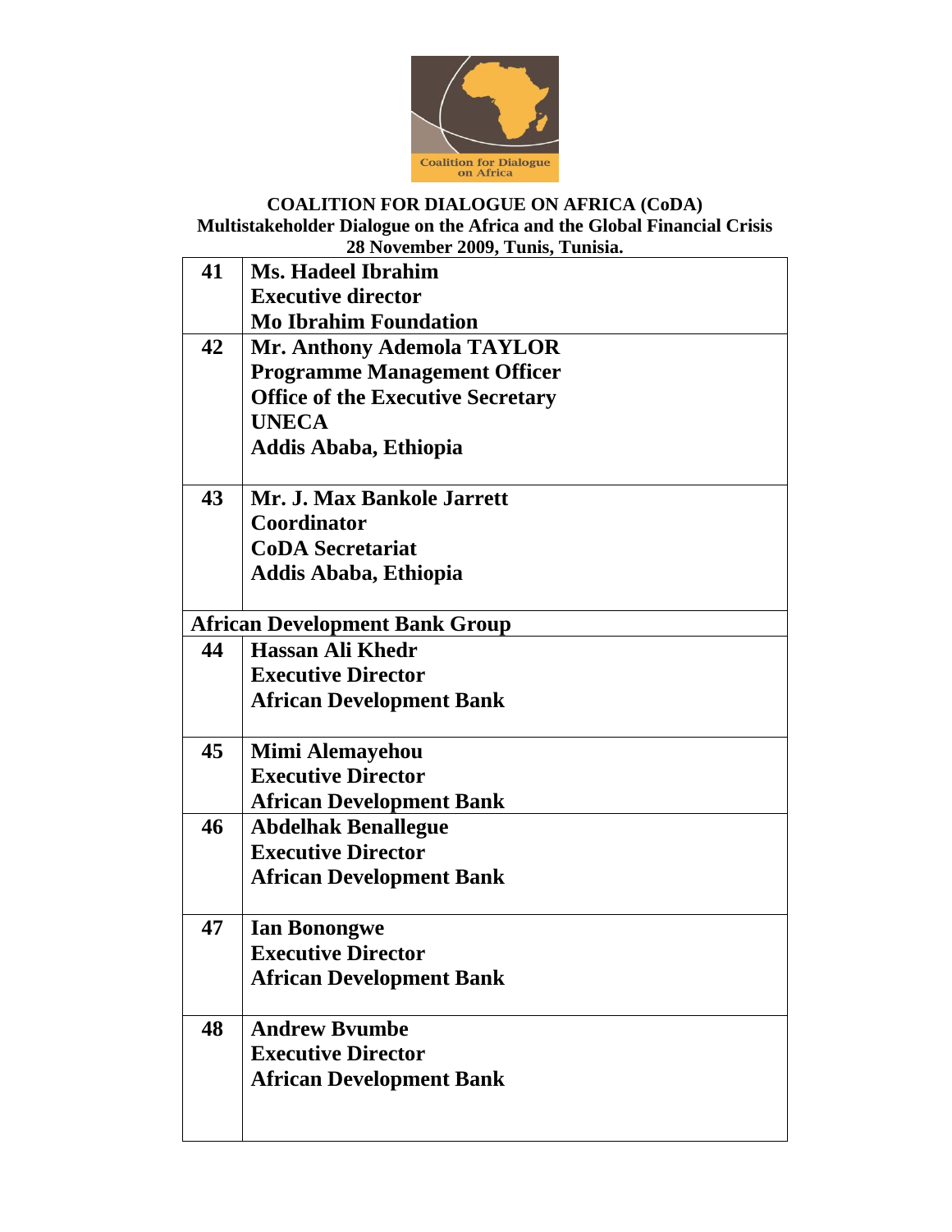**COALITION FOR DIALOGUE ON AFRICA (CoDA)**
**Multistakeholder Dialogue on the Africa and the Global Financial Crisis**
**28 November 2009, Tunis, Tunisia.**

| | |
|---|---|
| **41** | **Ms. Hadeel Ibrahim**<br>**Executive director**<br>**Mo Ibrahim Foundation** |
| **42** | **Mr. Anthony Ademola TAYLOR**<br>**Programme Management Officer**<br>**Office of the Executive Secretary**<br>**UNECA**<br>**Addis Ababa, Ethiopia** |
| **43** | **Mr. J. Max Bankole Jarrett**<br>**Coordinator**<br>**CoDA Secretariat**<br>**Addis Ababa, Ethiopia** |
| **African Development Bank Group** | |
| **44** | **Hassan Ali Khedr**<br>**Executive Director**<br>**African Development Bank** |
| **45** | **Mimi Alemayehou**<br>**Executive Director**<br>**African Development Bank** |
| **46** | **Abdelhak Benallegue**<br>**Executive Director**<br>**African Development Bank** |
| **47** | **Ian Bonongwe**<br>**Executive Director**<br>**African Development Bank** |
| **48** | **Andrew Bvumbe**<br>**Executive Director**<br>**African Development Bank** |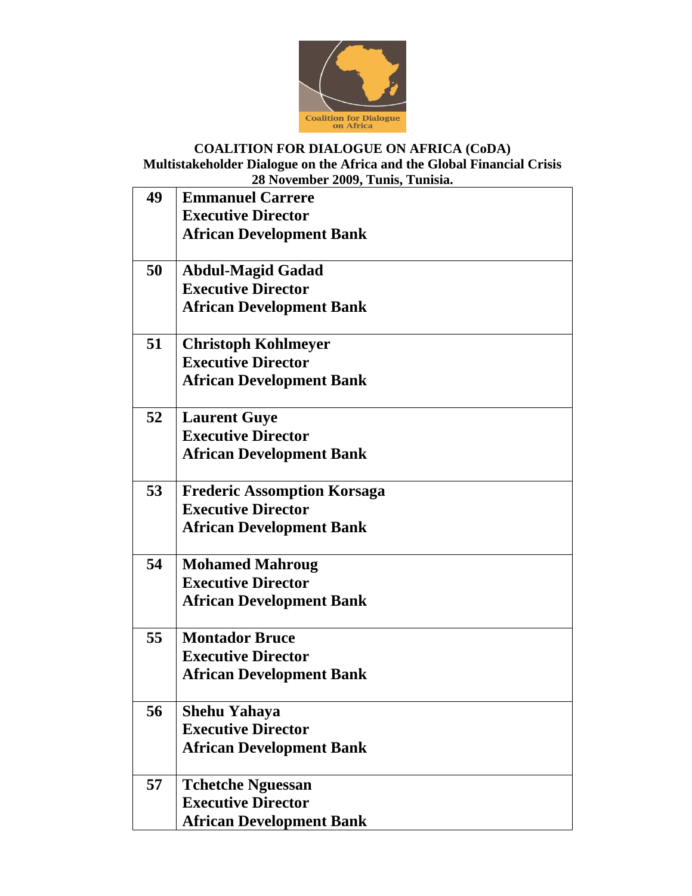**COALITION FOR DIALOGUE ON AFRICA (CoDA)**
**Multistakeholder Dialogue on the Africa and the Global Financial Crisis**
**28 November 2009, Tunis, Tunisia.**

| | |
|---|---|
| **49** | **Emmanuel Carrere**<br>**Executive Director**<br>**African Development Bank** |
| **50** | **Abdul-Magid Gadad**<br>**Executive Director**<br>**African Development Bank** |
| **51** | **Christoph Kohlmeyer**<br>**Executive Director**<br>**African Development Bank** |
| **52** | **Laurent Guye**<br>**Executive Director**<br>**African Development Bank** |
| **53** | **Frederic Assomption Korsaga**<br>**Executive Director**<br>**African Development Bank** |
| **54** | **Mohamed Mahroug**<br>**Executive Director**<br>**African Development Bank** |
| **55** | **Montador Bruce**<br>**Executive Director**<br>**African Development Bank** |
| **56** | **Shehu Yahaya**<br>**Executive Director**<br>**African Development Bank** |
| **57** | **Tchetche Nguessan**<br>**Executive Director**<br>**African Development Bank** |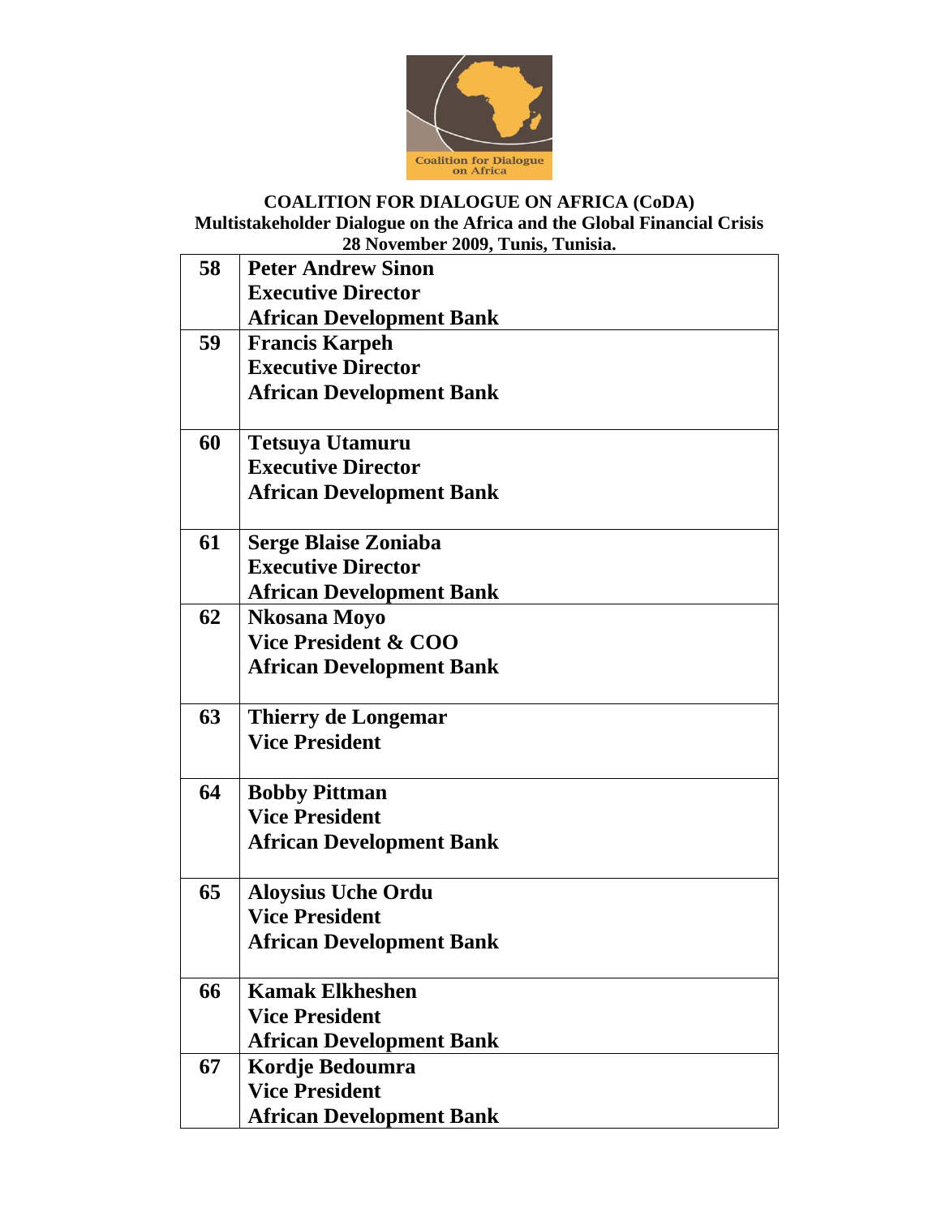**COALITION FOR DIALOGUE ON AFRICA (CoDA)**
**Multistakeholder Dialogue on the Africa and the Global Financial Crisis**
**28 November 2009, Tunis, Tunisia.**

| | |
|---|---|
| **58** | **Peter Andrew Sinon**<br>**Executive Director**<br>**African Development Bank** |
| **59** | **Francis Karpeh**<br>**Executive Director**<br>**African Development Bank** |
| **60** | **Tetsuya Utamuru**<br>**Executive Director**<br>**African Development Bank** |
| **61** | **Serge Blaise Zoniaba**<br>**Executive Director**<br>**African Development Bank** |
| **62** | **Nkosana Moyo**<br>**Vice President & COO**<br>**African Development Bank** |
| **63** | **Thierry de Longemar**<br>**Vice President** |
| **64** | **Bobby Pittman**<br>**Vice President**<br>**African Development Bank** |
| **65** | **Aloysius Uche Ordu**<br>**Vice President**<br>**African Development Bank** |
| **66** | **Kamak Elkheshen**<br>**Vice President**<br>**African Development Bank** |
| **67** | **Kordje Bedoumra**<br>**Vice President**<br>**African Development Bank** |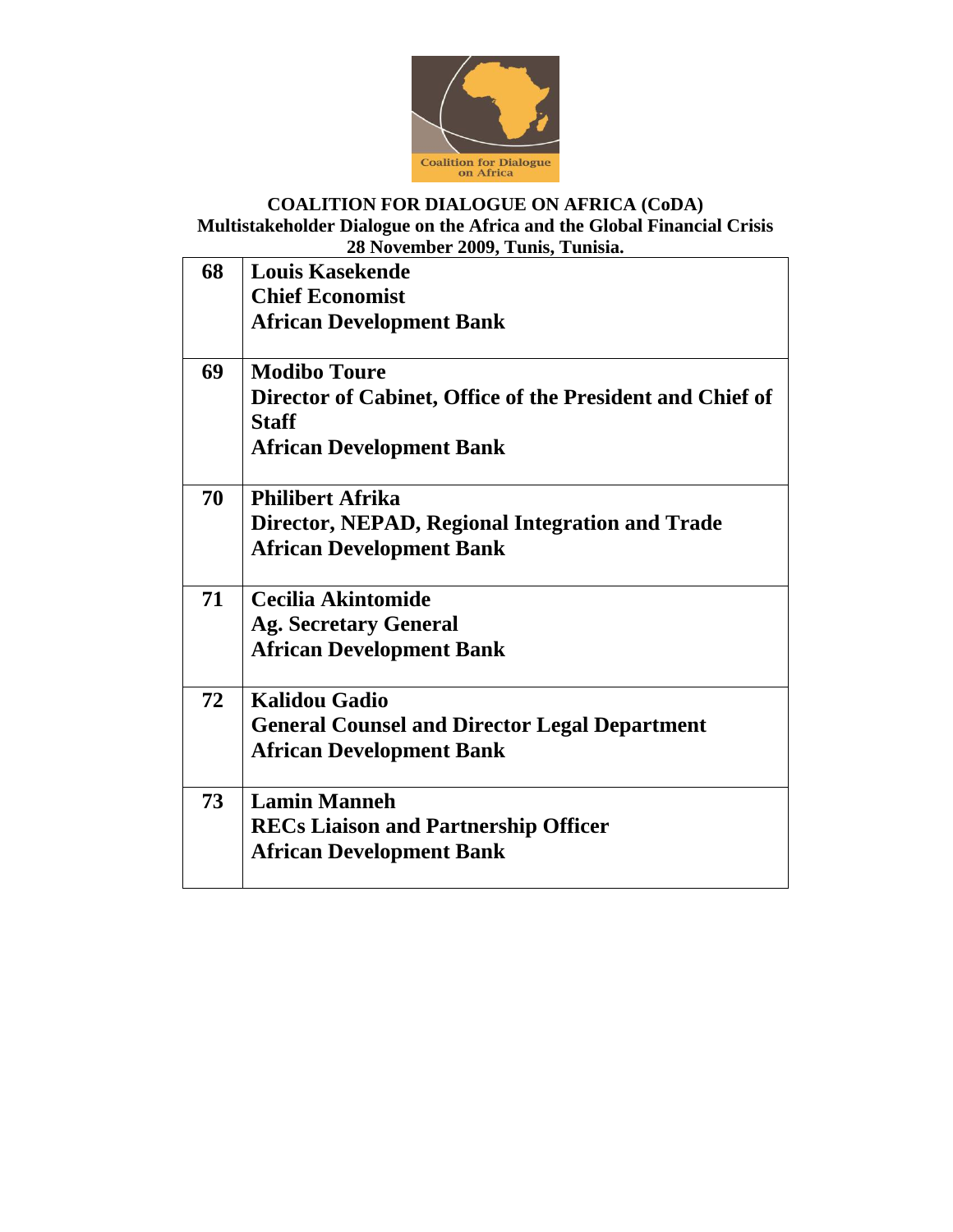Coalition for Dialogue on Africa

**COALITION FOR DIALOGUE ON AFRICA (CoDA)**
**Multistakeholder Dialogue on the Africa and the Global Financial Crisis**
**28 November 2009, Tunis, Tunisia.**

| | |
|---|---|
| **68** | **Louis Kasekende**<br>**Chief Economist**<br>**African Development Bank** |
| **69** | **Modibo Toure**<br>**Director of Cabinet, Office of the President and Chief of Staff**<br>**African Development Bank** |
| **70** | **Philibert Afrika**<br>**Director, NEPAD, Regional Integration and Trade**<br>**African Development Bank** |
| **71** | **Cecilia Akintomide**<br>**Ag. Secretary General**<br>**African Development Bank** |
| **72** | **Kalidou Gadio**<br>**General Counsel and Director Legal Department**<br>**African Development Bank** |
| **73** | **Lamin Manneh**<br>**RECs Liaison and Partnership Officer**<br>**African Development Bank** |